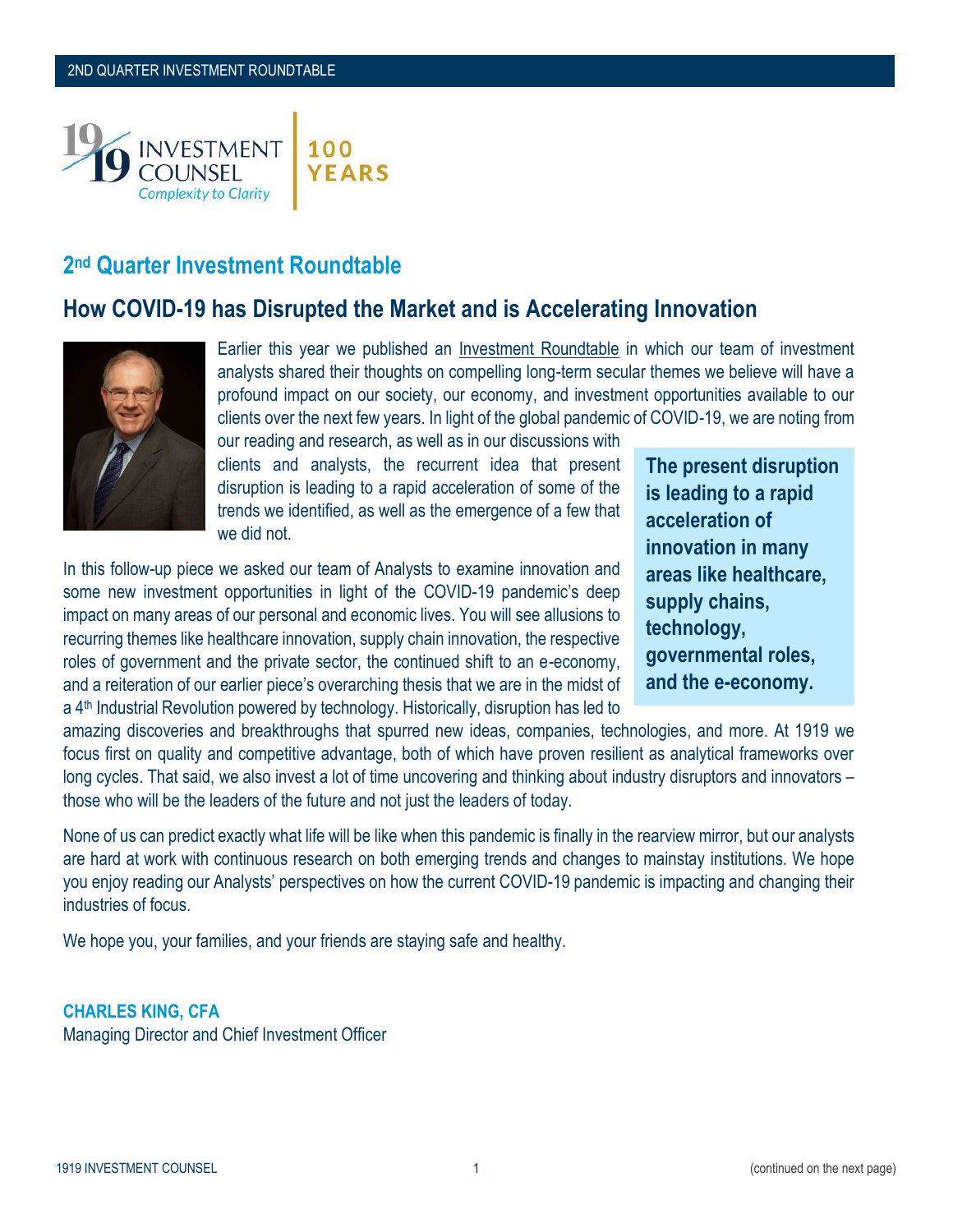# 2nd Quarter Investment Roundtable

## How COVID-19 has Disrupted the Market and is Accelerating Innovation

Earlier this year we published an Investment Roundtable in which our team of investment analysts shared their thoughts on compelling long-term secular themes we believe will have a profound impact on our society, our economy, and investment opportunities available to our clients over the next few years. In light of the global pandemic of COVID-19, we are noting from our reading and research, as well as in our discussions with clients and analysts, the recurrent idea that present disruption is leading to a rapid acceleration of some of the trends we identified, as well as the emergence of a few that we did not.

**The present disruption is leading to a rapid acceleration of innovation in many areas like healthcare, supply chains, technology, governmental roles, and the e-economy.**

In this follow-up piece we asked our team of Analysts to examine innovation and some new investment opportunities in light of the COVID-19 pandemic's deep impact on many areas of our personal and economic lives. You will see allusions to recurring themes like healthcare innovation, supply chain innovation, the respective roles of government and the private sector, the continued shift to an e-economy, and a reiteration of our earlier piece's overarching thesis that we are in the midst of a 4th Industrial Revolution powered by technology. Historically, disruption has led to amazing discoveries and breakthroughs that spurred new ideas, companies, technologies, and more. At 1919 we focus first on quality and competitive advantage, both of which have proven resilient as analytical frameworks over long cycles. That said, we also invest a lot of time uncovering and thinking about industry disruptors and innovators – those who will be the leaders of the future and not just the leaders of today.

None of us can predict exactly what life will be like when this pandemic is finally in the rearview mirror, but our analysts are hard at work with continuous research on both emerging trends and changes to mainstay institutions. We hope you enjoy reading our Analysts' perspectives on how the current COVID-19 pandemic is impacting and changing their industries of focus.

We hope you, your families, and your friends are staying safe and healthy.

**CHARLES KING, CFA**
Managing Director and Chief Investment Officer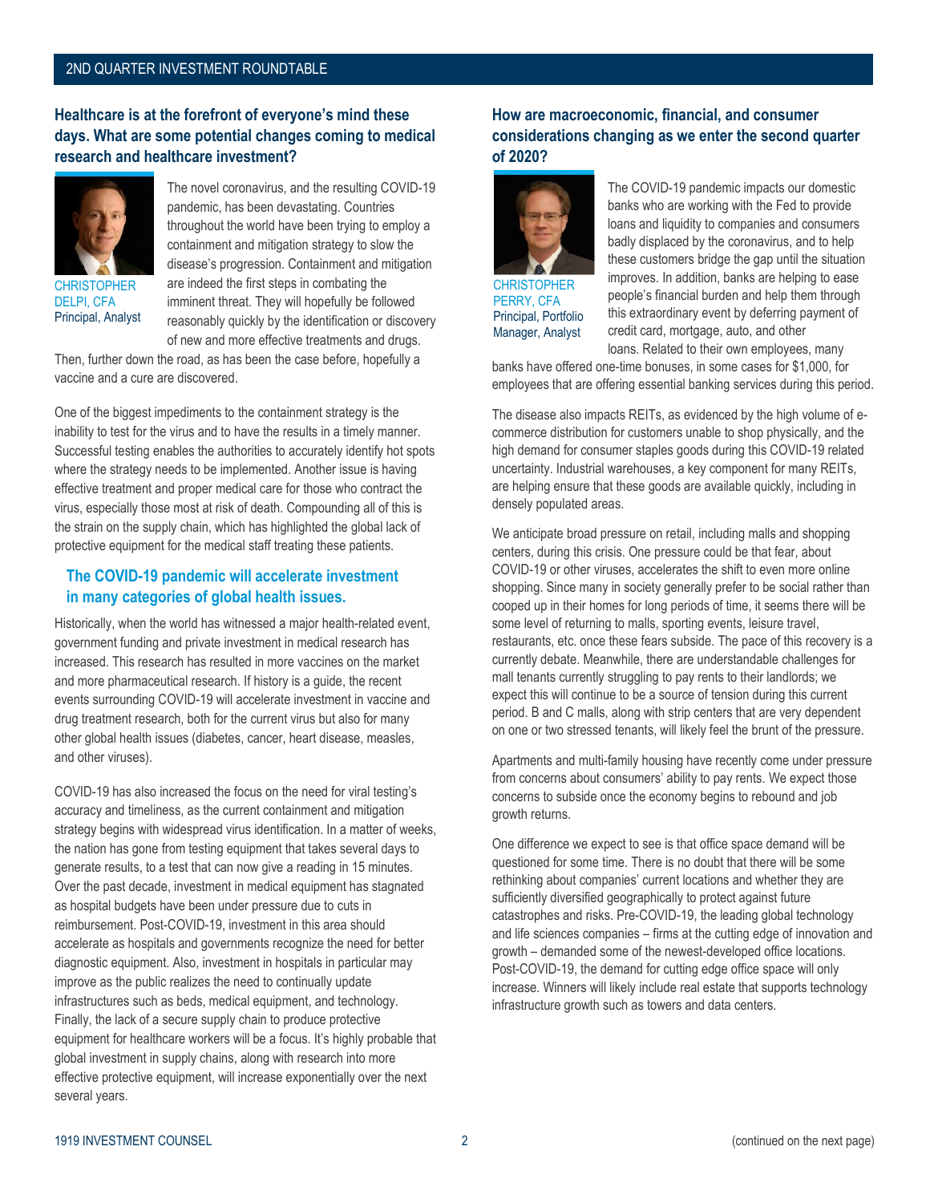## Healthcare is at the forefront of everyone's mind these days. What are some potential changes coming to medical research and healthcare investment?

CHRISTOPHER DELPI, CFA
Principal, Analyst

The novel coronavirus, and the resulting COVID-19 pandemic, has been devastating. Countries throughout the world have been trying to employ a containment and mitigation strategy to slow the disease's progression. Containment and mitigation are indeed the first steps in combating the imminent threat. They will hopefully be followed reasonably quickly by the identification or discovery of new and more effective treatments and drugs. Then, further down the road, as has been the case before, hopefully a vaccine and a cure are discovered.

One of the biggest impediments to the containment strategy is the inability to test for the virus and to have the results in a timely manner. Successful testing enables the authorities to accurately identify hot spots where the strategy needs to be implemented. Another issue is having effective treatment and proper medical care for those who contract the virus, especially those most at risk of death. Compounding all of this is the strain on the supply chain, which has highlighted the global lack of protective equipment for the medical staff treating these patients.

### The COVID-19 pandemic will accelerate investment in many categories of global health issues.

Historically, when the world has witnessed a major health-related event, government funding and private investment in medical research has increased. This research has resulted in more vaccines on the market and more pharmaceutical research. If history is a guide, the recent events surrounding COVID-19 will accelerate investment in vaccine and drug treatment research, both for the current virus but also for many other global health issues (diabetes, cancer, heart disease, measles, and other viruses).

COVID-19 has also increased the focus on the need for viral testing's accuracy and timeliness, as the current containment and mitigation strategy begins with widespread virus identification. In a matter of weeks, the nation has gone from testing equipment that takes several days to generate results, to a test that can now give a reading in 15 minutes. Over the past decade, investment in medical equipment has stagnated as hospital budgets have been under pressure due to cuts in reimbursement. Post-COVID-19, investment in this area should accelerate as hospitals and governments recognize the need for better diagnostic equipment. Also, investment in hospitals in particular may improve as the public realizes the need to continually update infrastructures such as beds, medical equipment, and technology. Finally, the lack of a secure supply chain to produce protective equipment for healthcare workers will be a focus. It's highly probable that global investment in supply chains, along with research into more effective protective equipment, will increase exponentially over the next several years.

## How are macroeconomic, financial, and consumer considerations changing as we enter the second quarter of 2020?

CHRISTOPHER PERRY, CFA
Principal, Portfolio Manager, Analyst

The COVID-19 pandemic impacts our domestic banks who are working with the Fed to provide loans and liquidity to companies and consumers badly displaced by the coronavirus, and to help these customers bridge the gap until the situation improves. In addition, banks are helping to ease people's financial burden and help them through this extraordinary event by deferring payment of credit card, mortgage, auto, and other loans. Related to their own employees, many banks have offered one-time bonuses, in some cases for $1,000, for employees that are offering essential banking services during this period.

The disease also impacts REITs, as evidenced by the high volume of e-commerce distribution for customers unable to shop physically, and the high demand for consumer staples goods during this COVID-19 related uncertainty. Industrial warehouses, a key component for many REITs, are helping ensure that these goods are available quickly, including in densely populated areas.

We anticipate broad pressure on retail, including malls and shopping centers, during this crisis. One pressure could be that fear, about COVID-19 or other viruses, accelerates the shift to even more online shopping. Since many in society generally prefer to be social rather than cooped up in their homes for long periods of time, it seems there will be some level of returning to malls, sporting events, leisure travel, restaurants, etc. once these fears subside. The pace of this recovery is a currently debate. Meanwhile, there are understandable challenges for mall tenants currently struggling to pay rents to their landlords; we expect this will continue to be a source of tension during this current period. B and C malls, along with strip centers that are very dependent on one or two stressed tenants, will likely feel the brunt of the pressure.

Apartments and multi-family housing have recently come under pressure from concerns about consumers' ability to pay rents. We expect those concerns to subside once the economy begins to rebound and job growth returns.

One difference we expect to see is that office space demand will be questioned for some time. There is no doubt that there will be some rethinking about companies' current locations and whether they are sufficiently diversified geographically to protect against future catastrophes and risks. Pre-COVID-19, the leading global technology and life sciences companies – firms at the cutting edge of innovation and growth – demanded some of the newest-developed office locations. Post-COVID-19, the demand for cutting edge office space will only increase. Winners will likely include real estate that supports technology infrastructure growth such as towers and data centers.

(continued on the next page)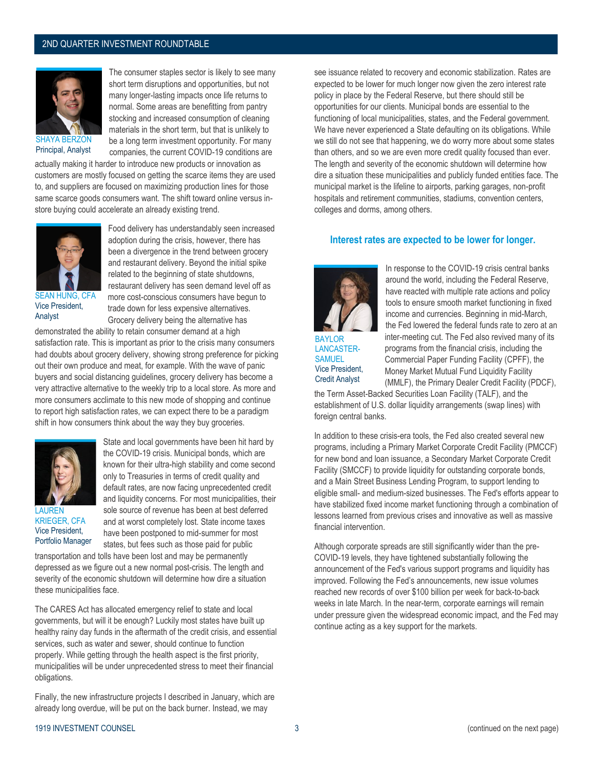**SHAYA BERZON**
Principal, Analyst

The consumer staples sector is likely to see many short term disruptions and opportunities, but not many longer-lasting impacts once life returns to normal. Some areas are benefitting from pantry stocking and increased consumption of cleaning materials in the short term, but that is unlikely to be a long term investment opportunity. For many companies, the current COVID-19 conditions are actually making it harder to introduce new products or innovation as customers are mostly focused on getting the scarce items they are used to, and suppliers are focused on maximizing production lines for those same scarce goods consumers want. The shift toward online versus in-store buying could accelerate an already existing trend.

**SEAN HUNG, CFA**
Vice President, Analyst

Food delivery has understandably seen increased adoption during the crisis, however, there has been a divergence in the trend between grocery and restaurant delivery. Beyond the initial spike related to the beginning of state shutdowns, restaurant delivery has seen demand level off as more cost-conscious consumers have begun to trade down for less expensive alternatives. Grocery delivery being the alternative has demonstrated the ability to retain consumer demand at a high satisfaction rate. This is important as prior to the crisis many consumers had doubts about grocery delivery, showing strong preference for picking out their own produce and meat, for example. With the wave of panic buyers and social distancing guidelines, grocery delivery has become a very attractive alternative to the weekly trip to a local store. As more and more consumers acclimate to this new mode of shopping and continue to report high satisfaction rates, we can expect there to be a paradigm shift in how consumers think about the way they buy groceries.

**LAUREN KRIEGER, CFA**
Vice President, Portfolio Manager

State and local governments have been hit hard by the COVID-19 crisis. Municipal bonds, which are known for their ultra-high stability and come second only to Treasuries in terms of credit quality and default rates, are now facing unprecedented credit and liquidity concerns. For most municipalities, their sole source of revenue has been at best deferred and at worst completely lost. State income taxes have been postponed to mid-summer for most states, but fees such as those paid for public transportation and tolls have been lost and may be permanently depressed as we figure out a new normal post-crisis. The length and severity of the economic shutdown will determine how dire a situation these municipalities face.

The CARES Act has allocated emergency relief to state and local governments, but will it be enough? Luckily most states have built up healthy rainy day funds in the aftermath of the credit crisis, and essential services, such as water and sewer, should continue to function properly. While getting through the health aspect is the first priority, municipalities will be under unprecedented stress to meet their financial obligations.

Finally, the new infrastructure projects I described in January, which are already long overdue, will be put on the back burner. Instead, we may see issuance related to recovery and economic stabilization. Rates are expected to be lower for much longer now given the zero interest rate policy in place by the Federal Reserve, but there should still be opportunities for our clients. Municipal bonds are essential to the functioning of local municipalities, states, and the Federal government. We have never experienced a State defaulting on its obligations. While we still do not see that happening, we do worry more about some states than others, and so we are even more credit quality focused than ever. The length and severity of the economic shutdown will determine how dire a situation these municipalities and publicly funded entities face. The municipal market is the lifeline to airports, parking garages, non-profit hospitals and retirement communities, stadiums, convention centers, colleges and dorms, among others.

## Interest rates are expected to be lower for longer.

**BAYLOR LANCASTER-SAMUEL**
Vice President, Credit Analyst

In response to the COVID-19 crisis central banks around the world, including the Federal Reserve, have reacted with multiple rate actions and policy tools to ensure smooth market functioning in fixed income and currencies. Beginning in mid-March, the Fed lowered the federal funds rate to zero at an inter-meeting cut. The Fed also revived many of its programs from the financial crisis, including the Commercial Paper Funding Facility (CPFF), the Money Market Mutual Fund Liquidity Facility (MMLF), the Primary Dealer Credit Facility (PDCF), the Term Asset-Backed Securities Loan Facility (TALF), and the establishment of U.S. dollar liquidity arrangements (swap lines) with foreign central banks.

In addition to these crisis-era tools, the Fed also created several new programs, including a Primary Market Corporate Credit Facility (PMCCF) for new bond and loan issuance, a Secondary Market Corporate Credit Facility (SMCCF) to provide liquidity for outstanding corporate bonds, and a Main Street Business Lending Program, to support lending to eligible small- and medium-sized businesses. The Fed's efforts appear to have stabilized fixed income market functioning through a combination of lessons learned from previous crises and innovative as well as massive financial intervention.

Although corporate spreads are still significantly wider than the pre-COVID-19 levels, they have tightened substantially following the announcement of the Fed's various support programs and liquidity has improved. Following the Fed's announcements, new issue volumes reached new records of over $100 billion per week for back-to-back weeks in late March. In the near-term, corporate earnings will remain under pressure given the widespread economic impact, and the Fed may continue acting as a key support for the markets.

(continued on the next page)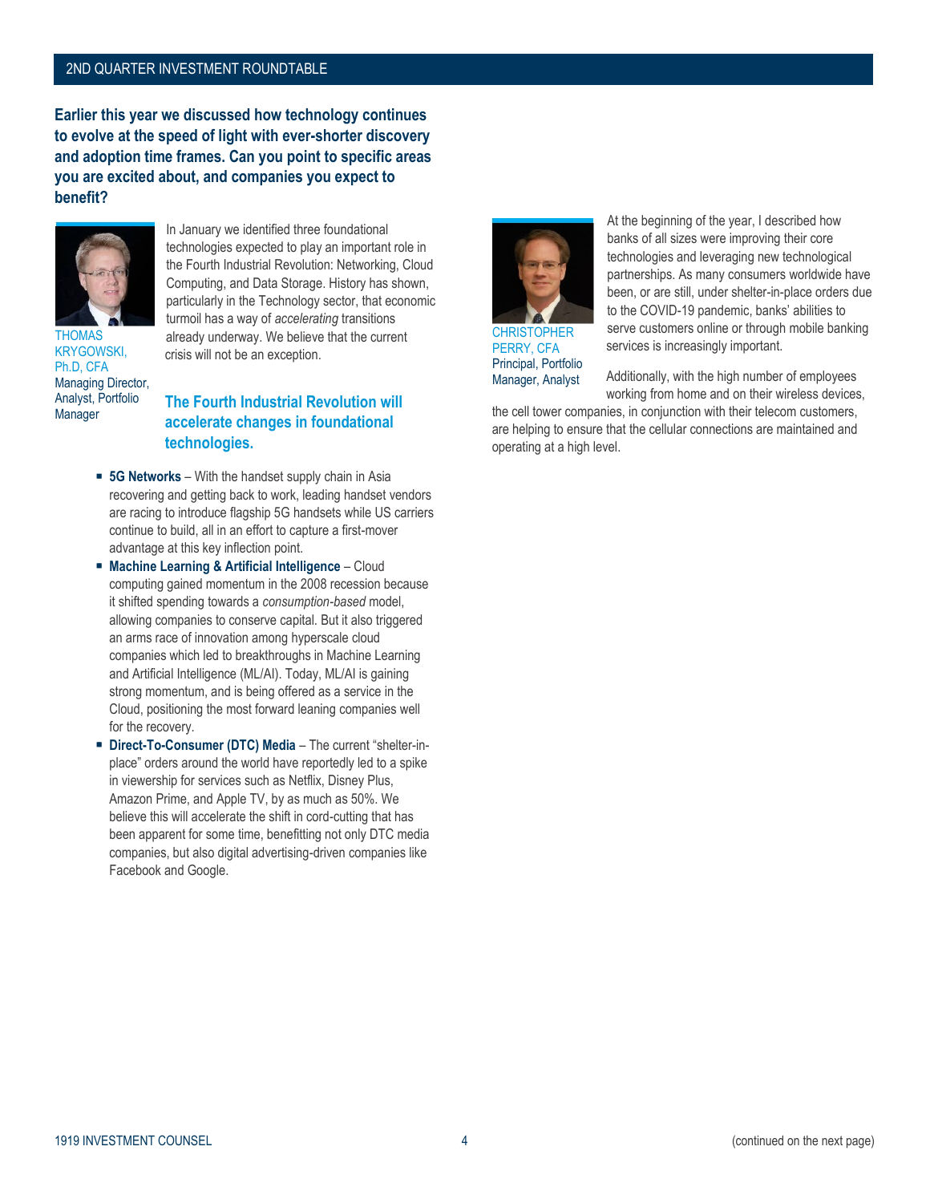**Earlier this year we discussed how technology continues to evolve at the speed of light with ever-shorter discovery and adoption time frames. Can you point to specific areas you are excited about, and companies you expect to benefit?**

THOMAS KRYGOWSKI, Ph.D, CFA
Managing Director, Analyst, Portfolio Manager

In January we identified three foundational technologies expected to play an important role in the Fourth Industrial Revolution: Networking, Cloud Computing, and Data Storage. History has shown, particularly in the Technology sector, that economic turmoil has a way of *accelerating* transitions already underway. We believe that the current crisis will not be an exception.

### The Fourth Industrial Revolution will accelerate changes in foundational technologies.

- **5G Networks** – With the handset supply chain in Asia recovering and getting back to work, leading handset vendors are racing to introduce flagship 5G handsets while US carriers continue to build, all in an effort to capture a first-mover advantage at this key inflection point.
- **Machine Learning & Artificial Intelligence** – Cloud computing gained momentum in the 2008 recession because it shifted spending towards a *consumption-based* model, allowing companies to conserve capital. But it also triggered an arms race of innovation among hyperscale cloud companies which led to breakthroughs in Machine Learning and Artificial Intelligence (ML/AI). Today, ML/AI is gaining strong momentum, and is being offered as a service in the Cloud, positioning the most forward leaning companies well for the recovery.
- **Direct-To-Consumer (DTC) Media** – The current "shelter-in-place" orders around the world have reportedly led to a spike in viewership for services such as Netflix, Disney Plus, Amazon Prime, and Apple TV, by as much as 50%. We believe this will accelerate the shift in cord-cutting that has been apparent for some time, benefitting not only DTC media companies, but also digital advertising-driven companies like Facebook and Google.

CHRISTOPHER PERRY, CFA
Principal, Portfolio Manager, Analyst

At the beginning of the year, I described how banks of all sizes were improving their core technologies and leveraging new technological partnerships. As many consumers worldwide have been, or are still, under shelter-in-place orders due to the COVID-19 pandemic, banks' abilities to serve customers online or through mobile banking services is increasingly important.

Additionally, with the high number of employees working from home and on their wireless devices, the cell tower companies, in conjunction with their telecom customers, are helping to ensure that the cellular connections are maintained and operating at a high level.

(continued on the next page)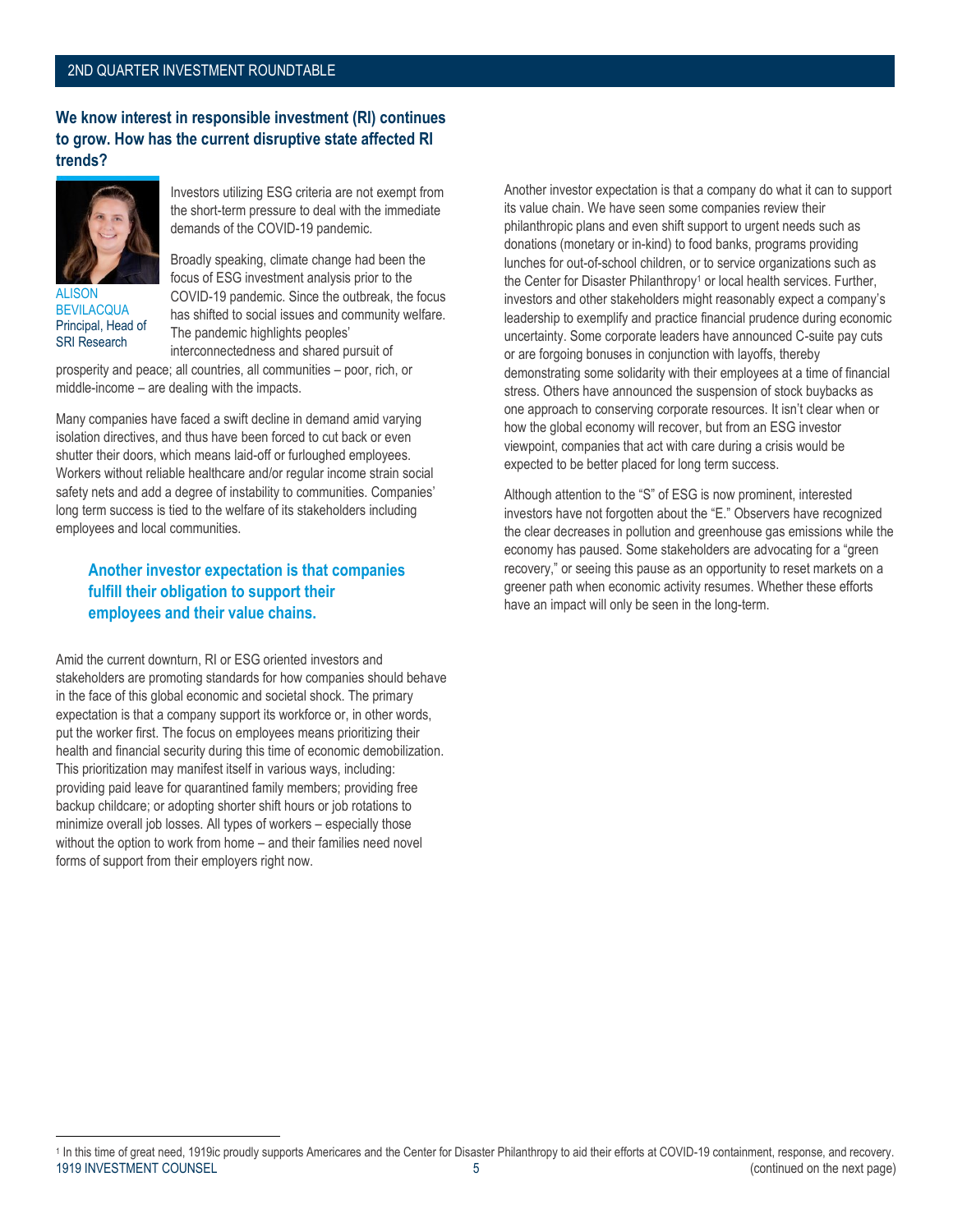## We know interest in responsible investment (RI) continues to grow. How has the current disruptive state affected RI trends?

ALISON BEVILACQUA
Principal, Head of SRI Research

Investors utilizing ESG criteria are not exempt from the short-term pressure to deal with the immediate demands of the COVID-19 pandemic.

Broadly speaking, climate change had been the focus of ESG investment analysis prior to the COVID-19 pandemic. Since the outbreak, the focus has shifted to social issues and community welfare. The pandemic highlights peoples' interconnectedness and shared pursuit of prosperity and peace; all countries, all communities – poor, rich, or middle-income – are dealing with the impacts.

Many companies have faced a swift decline in demand amid varying isolation directives, and thus have been forced to cut back or even shutter their doors, which means laid-off or furloughed employees. Workers without reliable healthcare and/or regular income strain social safety nets and add a degree of instability to communities. Companies' long term success is tied to the welfare of its stakeholders including employees and local communities.

> **Another investor expectation is that companies fulfill their obligation to support their employees and their value chains.**

Amid the current downturn, RI or ESG oriented investors and stakeholders are promoting standards for how companies should behave in the face of this global economic and societal shock. The primary expectation is that a company support its workforce or, in other words, put the worker first. The focus on employees means prioritizing their health and financial security during this time of economic demobilization. This prioritization may manifest itself in various ways, including: providing paid leave for quarantined family members; providing free backup childcare; or adopting shorter shift hours or job rotations to minimize overall job losses. All types of workers – especially those without the option to work from home – and their families need novel forms of support from their employers right now.

Another investor expectation is that a company do what it can to support its value chain. We have seen some companies review their philanthropic plans and even shift support to urgent needs such as donations (monetary or in-kind) to food banks, programs providing lunches for out-of-school children, or to service organizations such as the Center for Disaster Philanthropy[1] or local health services. Further, investors and other stakeholders might reasonably expect a company's leadership to exemplify and practice financial prudence during economic uncertainty. Some corporate leaders have announced C-suite pay cuts or are forgoing bonuses in conjunction with layoffs, thereby demonstrating some solidarity with their employees at a time of financial stress. Others have announced the suspension of stock buybacks as one approach to conserving corporate resources. It isn't clear when or how the global economy will recover, but from an ESG investor viewpoint, companies that act with care during a crisis would be expected to be better placed for long term success.

Although attention to the "S" of ESG is now prominent, interested investors have not forgotten about the "E." Observers have recognized the clear decreases in pollution and greenhouse gas emissions while the economy has paused. Some stakeholders are advocating for a "green recovery," or seeing this pause as an opportunity to reset markets on a greener path when economic activity resumes. Whether these efforts have an impact will only be seen in the long-term.

---

[1] In this time of great need, 1919ic proudly supports Americares and the Center for Disaster Philanthropy to aid their efforts at COVID-19 containment, response, and recovery.

(continued on the next page)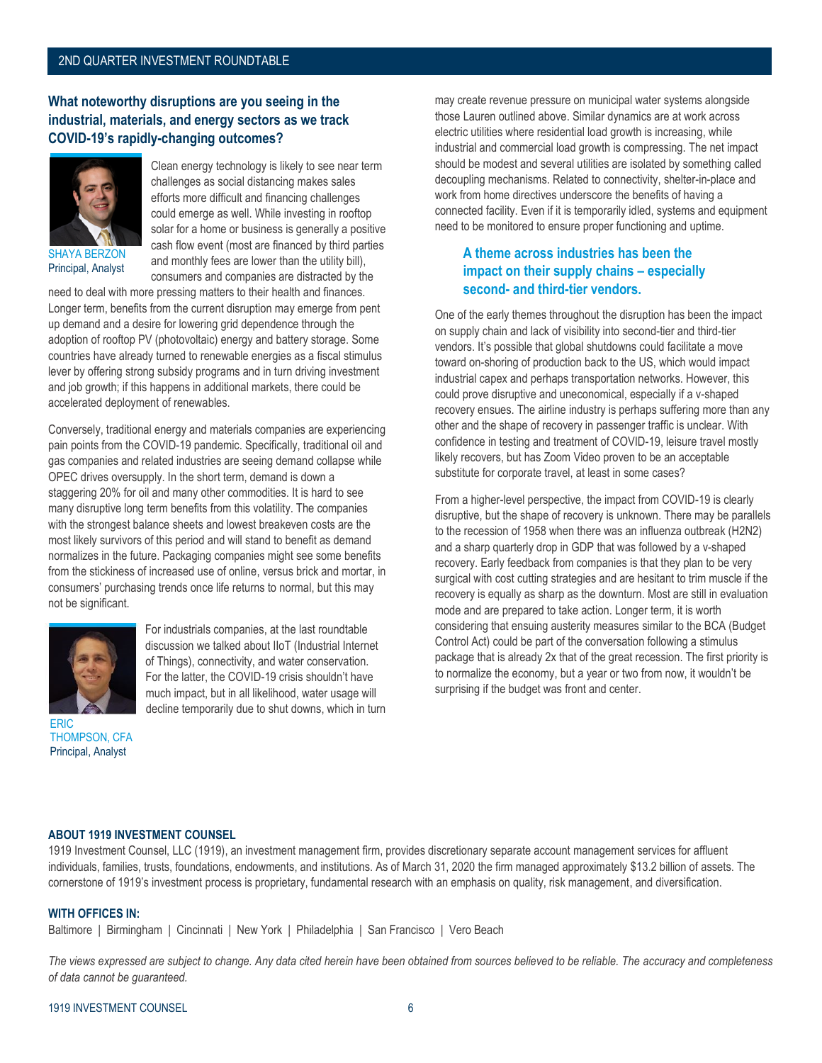## What noteworthy disruptions are you seeing in the industrial, materials, and energy sectors as we track COVID-19's rapidly-changing outcomes?

SHAYA BERZON
Principal, Analyst

Clean energy technology is likely to see near term challenges as social distancing makes sales efforts more difficult and financing challenges could emerge as well. While investing in rooftop solar for a home or business is generally a positive cash flow event (most are financed by third parties and monthly fees are lower than the utility bill), consumers and companies are distracted by the need to deal with more pressing matters to their health and finances. Longer term, benefits from the current disruption may emerge from pent up demand and a desire for lowering grid dependence through the adoption of rooftop PV (photovoltaic) energy and battery storage. Some countries have already turned to renewable energies as a fiscal stimulus lever by offering strong subsidy programs and in turn driving investment and job growth; if this happens in additional markets, there could be accelerated deployment of renewables.

Conversely, traditional energy and materials companies are experiencing pain points from the COVID-19 pandemic. Specifically, traditional oil and gas companies and related industries are seeing demand collapse while OPEC drives oversupply. In the short term, demand is down a staggering 20% for oil and many other commodities. It is hard to see many disruptive long term benefits from this volatility. The companies with the strongest balance sheets and lowest breakeven costs are the most likely survivors of this period and will stand to benefit as demand normalizes in the future. Packaging companies might see some benefits from the stickiness of increased use of online, versus brick and mortar, in consumers' purchasing trends once life returns to normal, but this may not be significant.

ERIC THOMPSON, CFA
Principal, Analyst

For industrials companies, at the last roundtable discussion we talked about IIoT (Industrial Internet of Things), connectivity, and water conservation. For the latter, the COVID-19 crisis shouldn't have much impact, but in all likelihood, water usage will decline temporarily due to shut downs, which in turn may create revenue pressure on municipal water systems alongside those Lauren outlined above. Similar dynamics are at work across electric utilities where residential load growth is increasing, while industrial and commercial load growth is compressing. The net impact should be modest and several utilities are isolated by something called decoupling mechanisms. Related to connectivity, shelter-in-place and work from home directives underscore the benefits of having a connected facility. Even if it is temporarily idled, systems and equipment need to be monitored to ensure proper functioning and uptime.

> **A theme across industries has been the impact on their supply chains – especially second- and third-tier vendors.**

One of the early themes throughout the disruption has been the impact on supply chain and lack of visibility into second-tier and third-tier vendors. It's possible that global shutdowns could facilitate a move toward on-shoring of production back to the US, which would impact industrial capex and perhaps transportation networks. However, this could prove disruptive and uneconomical, especially if a v-shaped recovery ensues. The airline industry is perhaps suffering more than any other and the shape of recovery in passenger traffic is unclear. With confidence in testing and treatment of COVID-19, leisure travel mostly likely recovers, but has Zoom Video proven to be an acceptable substitute for corporate travel, at least in some cases?

From a higher-level perspective, the impact from COVID-19 is clearly disruptive, but the shape of recovery is unknown. There may be parallels to the recession of 1958 when there was an influenza outbreak (H2N2) and a sharp quarterly drop in GDP that was followed by a v-shaped recovery. Early feedback from companies is that they plan to be very surgical with cost cutting strategies and are hesitant to trim muscle if the recovery is equally as sharp as the downturn. Most are still in evaluation mode and are prepared to take action. Longer term, it is worth considering that ensuing austerity measures similar to the BCA (Budget Control Act) could be part of the conversation following a stimulus package that is already 2x that of the great recession. The first priority is to normalize the economy, but a year or two from now, it wouldn't be surprising if the budget was front and center.

### ABOUT 1919 INVESTMENT COUNSEL

1919 Investment Counsel, LLC (1919), an investment management firm, provides discretionary separate account management services for affluent individuals, families, trusts, foundations, endowments, and institutions. As of March 31, 2020 the firm managed approximately $13.2 billion of assets. The cornerstone of 1919's investment process is proprietary, fundamental research with an emphasis on quality, risk management, and diversification.

### WITH OFFICES IN:

Baltimore | Birmingham | Cincinnati | New York | Philadelphia | San Francisco | Vero Beach

*The views expressed are subject to change. Any data cited herein have been obtained from sources believed to be reliable. The accuracy and completeness of data cannot be guaranteed.*